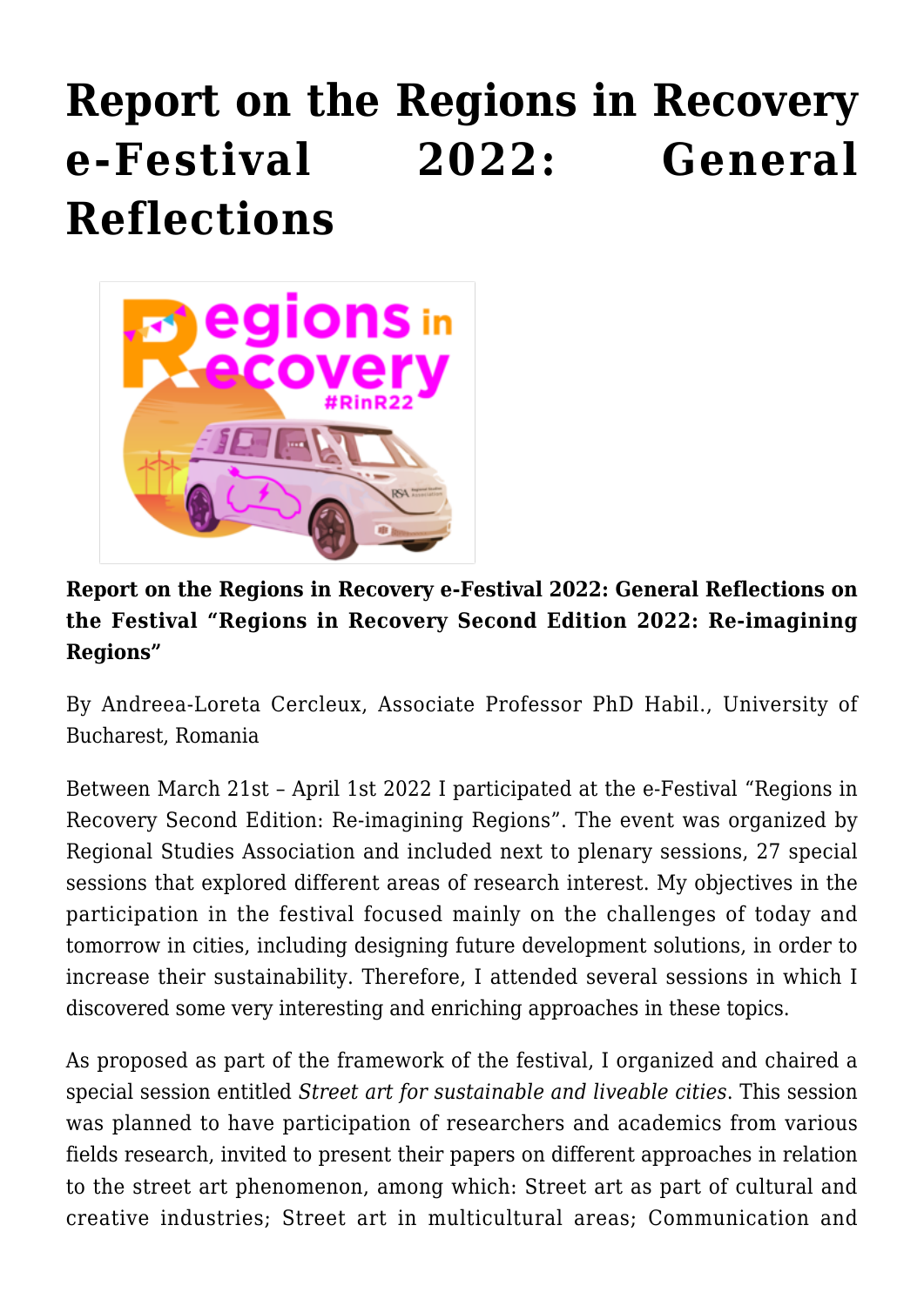# Report on the Regions in Recovery e-Festival 2022: General Reflections

**Report on the Regions in Recovery e-Festival 2022: General Reflections on the Festival "Regions in Recovery Second Edition 2022: Re-imagining Regions"**

By Andreea-Loreta Cercleux, Associate Professor PhD Habil., University of Bucharest, Romania

Between March 21st – April 1st 2022 I participated at the e-Festival "Regions in Recovery Second Edition: Re-imagining Regions". The event was organized by Regional Studies Association and included next to plenary sessions, 27 special sessions that explored different areas of research interest. My objectives in the participation in the festival focused mainly on the challenges of today and tomorrow in cities, including designing future development solutions, in order to increase their sustainability. Therefore, I attended several sessions in which I discovered some very interesting and enriching approaches in these topics.

As proposed as part of the framework of the festival, I organized and chaired a special session entitled *Street art for sustainable and liveable cities*. This session was planned to have participation of researchers and academics from various fields research, invited to present their papers on different approaches in relation to the street art phenomenon, among which: Street art as part of cultural and creative industries; Street art in multicultural areas; Communication and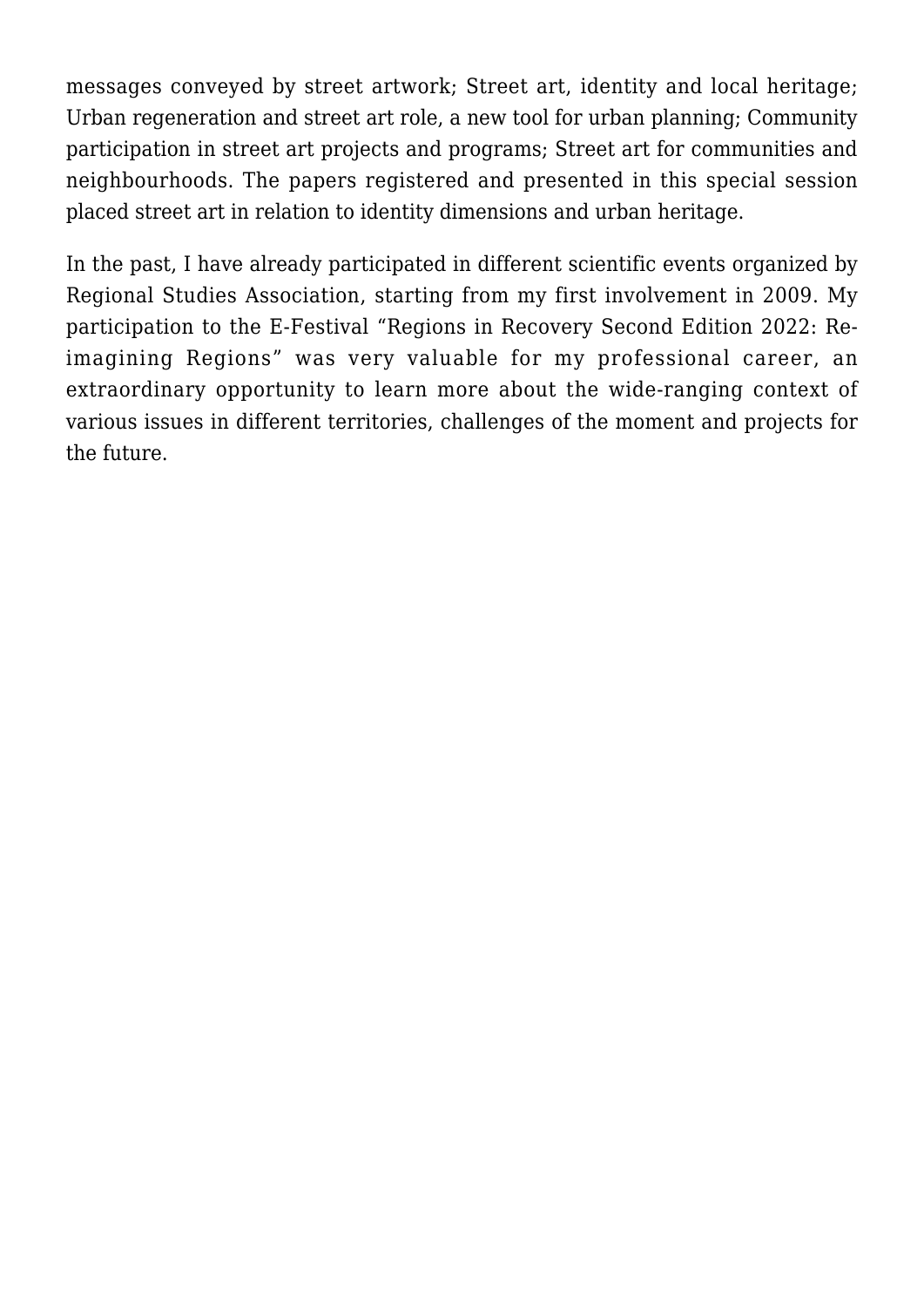messages conveyed by street artwork; Street art, identity and local heritage; Urban regeneration and street art role, a new tool for urban planning; Community participation in street art projects and programs; Street art for communities and neighbourhoods. The papers registered and presented in this special session placed street art in relation to identity dimensions and urban heritage.

In the past, I have already participated in different scientific events organized by Regional Studies Association, starting from my first involvement in 2009. My participation to the E-Festival "Regions in Recovery Second Edition 2022: Re-imagining Regions" was very valuable for my professional career, an extraordinary opportunity to learn more about the wide-ranging context of various issues in different territories, challenges of the moment and projects for the future.